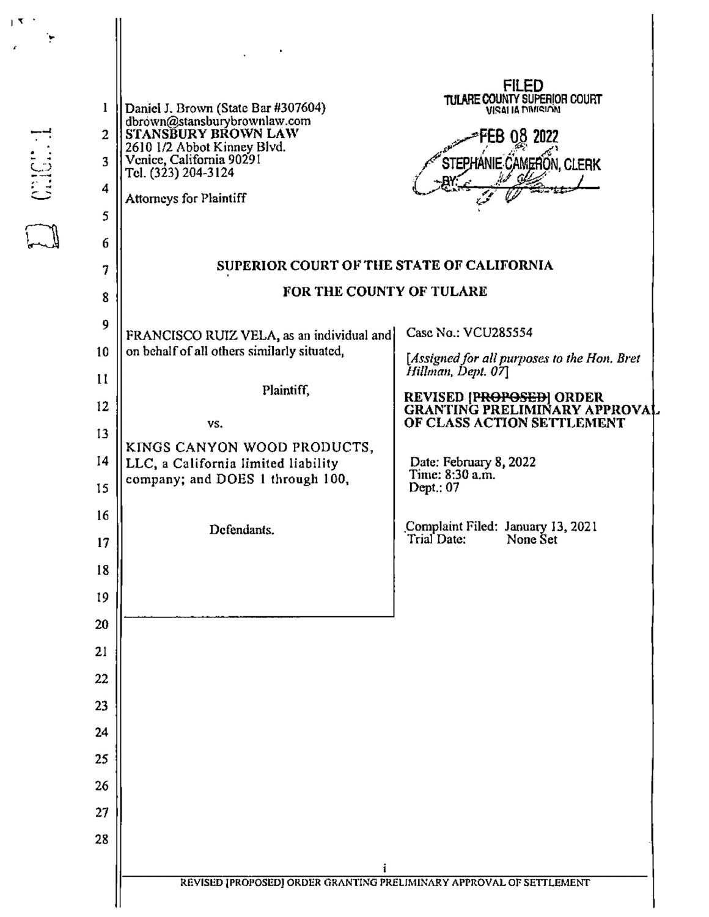Daniel J. Brown (State Bar #307604)
dbrown@stansburybrownlaw.com
**STANSBURY BROWN LAW**
2610 1/2 Abbot Kinney Blvd.
Venice, California 90291
Tel. (323) 204-3124

Attorneys for Plaintiff

**FILED**
**TULARE COUNTY SUPERIOR COURT**
**VISALIA DIVISION**
FEB 08 2022
STEPHANIE CAMERON, CLERK
BY:

## SUPERIOR COURT OF THE STATE OF CALIFORNIA

## FOR THE COUNTY OF TULARE

FRANCISCO RUIZ VELA, as an individual and on behalf of all others similarly situated,

Plaintiff,

vs.

KINGS CANYON WOOD PRODUCTS, LLC, a California limited liability company; and DOES 1 through 100,

Defendants.

Case No.: VCU285554

*[Assigned for all purposes to the Hon. Bret Hillman, Dept. 07]*

**REVISED [~~PROPOSED~~] ORDER GRANTING PRELIMINARY APPROVAL OF CLASS ACTION SETTLEMENT**

Date: February 8, 2022
Time: 8:30 a.m.
Dept.: 07

Complaint Filed: January 13, 2021
Trial Date: None Set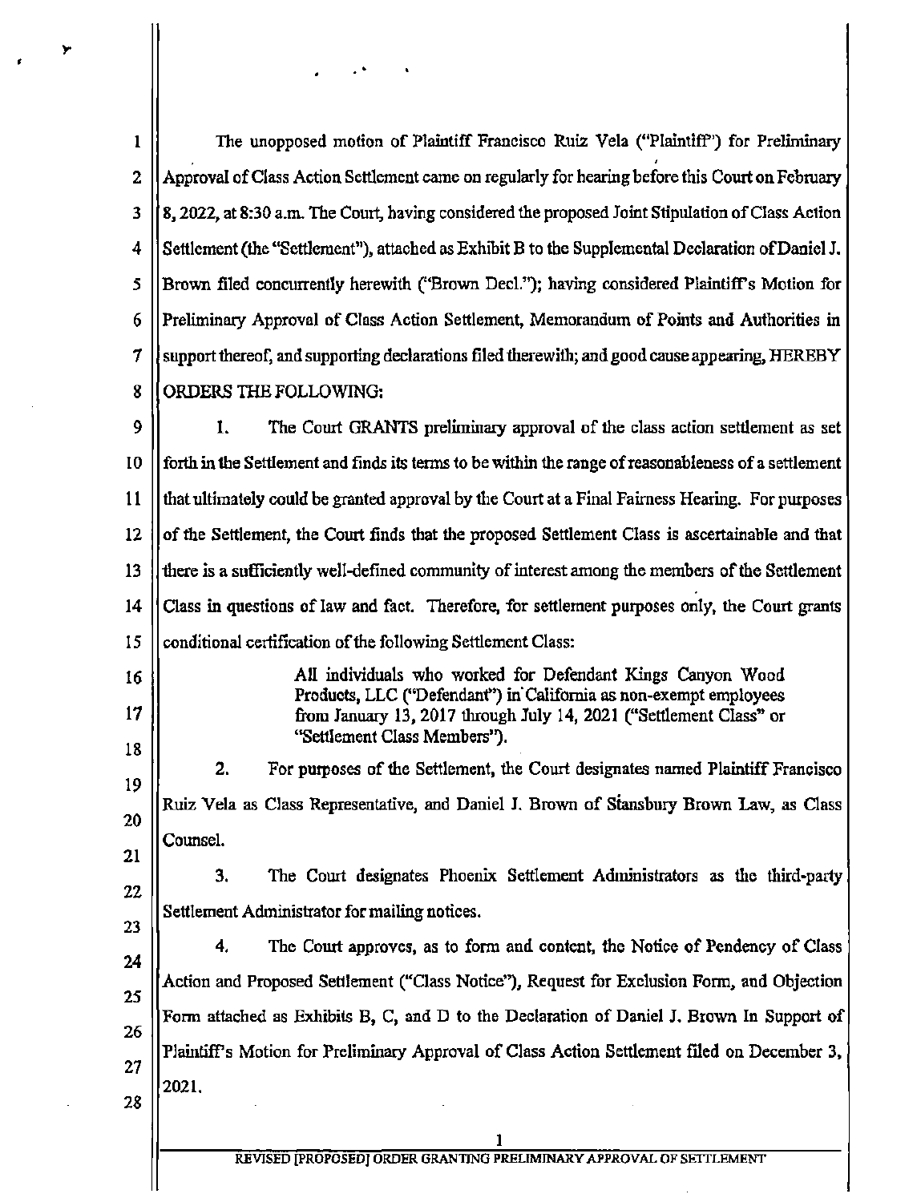The unopposed motion of Plaintiff Francisco Ruiz Vela ("Plaintiff") for Preliminary Approval of Class Action Settlement came on regularly for hearing before this Court on February 8, 2022, at 8:30 a.m. The Court, having considered the proposed Joint Stipulation of Class Action Settlement (the "Settlement"), attached as Exhibit B to the Supplemental Declaration of Daniel J. Brown filed concurrently herewith ("Brown Decl."); having considered Plaintiff's Motion for Preliminary Approval of Class Action Settlement, Memorandum of Points and Authorities in support thereof, and supporting declarations filed therewith; and good cause appearing, HEREBY ORDERS THE FOLLOWING:

1. The Court GRANTS preliminary approval of the class action settlement as set forth in the Settlement and finds its terms to be within the range of reasonableness of a settlement that ultimately could be granted approval by the Court at a Final Fairness Hearing. For purposes of the Settlement, the Court finds that the proposed Settlement Class is ascertainable and that there is a sufficiently well-defined community of interest among the members of the Settlement Class in questions of law and fact. Therefore, for settlement purposes only, the Court grants conditional certification of the following Settlement Class:

> All individuals who worked for Defendant Kings Canyon Wood Products, LLC ("Defendant") in California as non-exempt employees from January 13, 2017 through July 14, 2021 ("Settlement Class" or "Settlement Class Members").

2. For purposes of the Settlement, the Court designates named Plaintiff Francisco Ruiz Vela as Class Representative, and Daniel J. Brown of Stansbury Brown Law, as Class Counsel.

3. The Court designates Phoenix Settlement Administrators as the third-party Settlement Administrator for mailing notices.

4. The Court approves, as to form and content, the Notice of Pendency of Class Action and Proposed Settlement ("Class Notice"), Request for Exclusion Form, and Objection Form attached as Exhibits B, C, and D to the Declaration of Daniel J. Brown In Support of Plaintiff's Motion for Preliminary Approval of Class Action Settlement filed on December 3, 2021.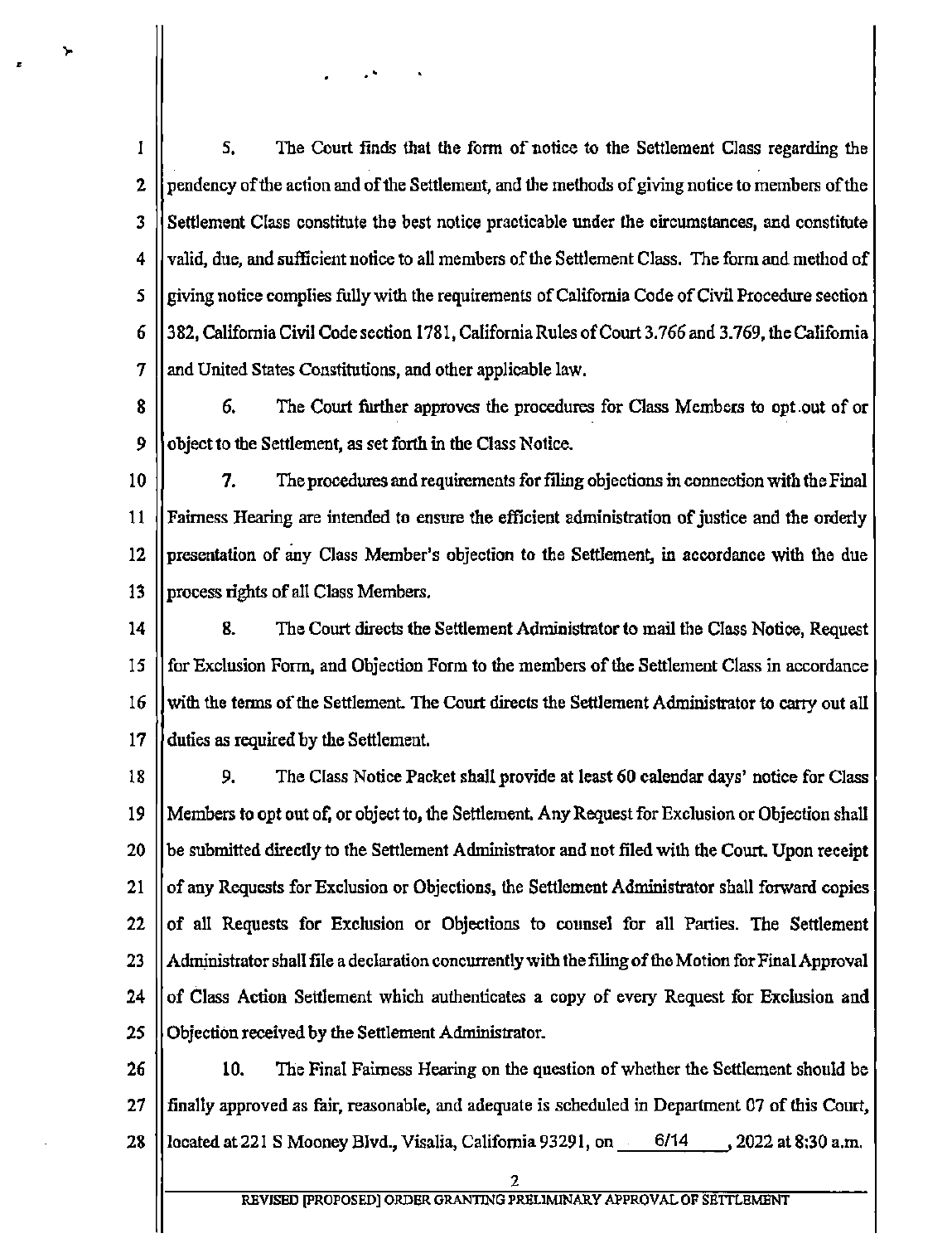5. The Court finds that the form of notice to the Settlement Class regarding the pendency of the action and of the Settlement, and the methods of giving notice to members of the Settlement Class constitute the best notice practicable under the circumstances, and constitute valid, due, and sufficient notice to all members of the Settlement Class. The form and method of giving notice complies fully with the requirements of California Code of Civil Procedure section 382, California Civil Code section 1781, California Rules of Court 3.766 and 3.769, the California and United States Constitutions, and other applicable law.

6. The Court further approves the procedures for Class Members to opt out of or object to the Settlement, as set forth in the Class Notice.

7. The procedures and requirements for filing objections in connection with the Final Fairness Hearing are intended to ensure the efficient administration of justice and the orderly presentation of any Class Member's objection to the Settlement, in accordance with the due process rights of all Class Members.

8. The Court directs the Settlement Administrator to mail the Class Notice, Request for Exclusion Form, and Objection Form to the members of the Settlement Class in accordance with the terms of the Settlement. The Court directs the Settlement Administrator to carry out all duties as required by the Settlement.

9. The Class Notice Packet shall provide at least 60 calendar days' notice for Class Members to opt out of, or object to, the Settlement. Any Request for Exclusion or Objection shall be submitted directly to the Settlement Administrator and not filed with the Court. Upon receipt of any Requests for Exclusion or Objections, the Settlement Administrator shall forward copies of all Requests for Exclusion or Objections to counsel for all Parties. The Settlement Administrator shall file a declaration concurrently with the filing of the Motion for Final Approval of Class Action Settlement which authenticates a copy of every Request for Exclusion and Objection received by the Settlement Administrator.

10. The Final Fairness Hearing on the question of whether the Settlement should be finally approved as fair, reasonable, and adequate is scheduled in Department 07 of this Court, located at 221 S Mooney Blvd., Visalia, California 93291, on 6/14, 2022 at 8:30 a.m.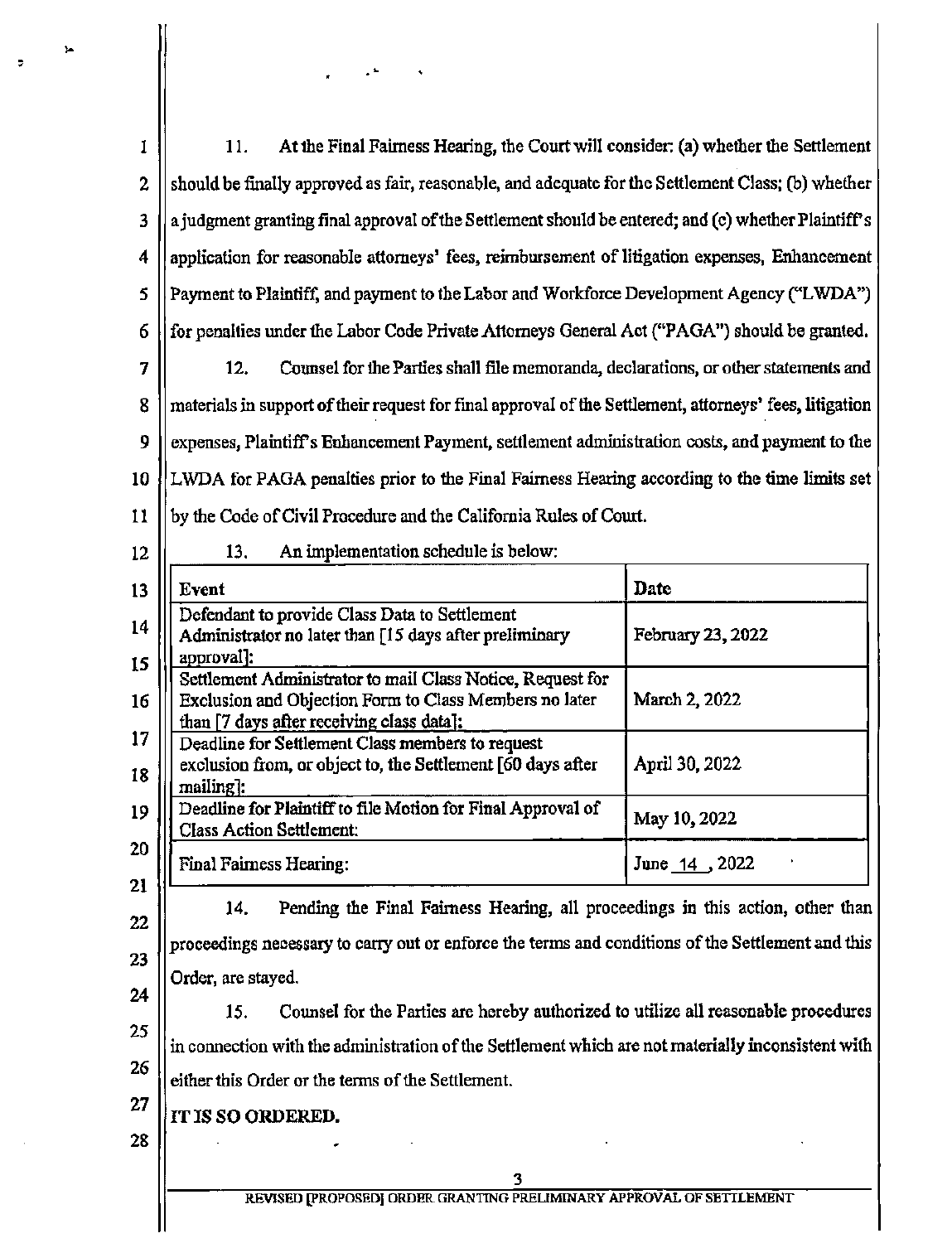11. At the Final Fairness Hearing, the Court will consider: (a) whether the Settlement should be finally approved as fair, reasonable, and adequate for the Settlement Class; (b) whether a judgment granting final approval of the Settlement should be entered; and (c) whether Plaintiff's application for reasonable attorneys' fees, reimbursement of litigation expenses, Enhancement Payment to Plaintiff, and payment to the Labor and Workforce Development Agency ("LWDA") for penalties under the Labor Code Private Attorneys General Act ("PAGA") should be granted.

12. Counsel for the Parties shall file memoranda, declarations, or other statements and materials in support of their request for final approval of the Settlement, attorneys' fees, litigation expenses, Plaintiff's Enhancement Payment, settlement administration costs, and payment to the LWDA for PAGA penalties prior to the Final Fairness Hearing according to the time limits set by the Code of Civil Procedure and the California Rules of Court.

13. An implementation schedule is below:

| Event | Date |
|---|---|
| Defendant to provide Class Data to Settlement Administrator no later than [15 days after preliminary approval]: | February 23, 2022 |
| Settlement Administrator to mail Class Notice, Request for Exclusion and Objection Form to Class Members no later than [7 days after receiving class data]: | March 2, 2022 |
| Deadline for Settlement Class members to request exclusion from, or object to, the Settlement [60 days after mailing]: | April 30, 2022 |
| Deadline for Plaintiff to file Motion for Final Approval of Class Action Settlement: | May 10, 2022 |
| Final Fairness Hearing: | June 14, 2022 |

14. Pending the Final Fairness Hearing, all proceedings in this action, other than proceedings necessary to carry out or enforce the terms and conditions of the Settlement and this Order, are stayed.

15. Counsel for the Parties are hereby authorized to utilize all reasonable procedures in connection with the administration of the Settlement which are not materially inconsistent with either this Order or the terms of the Settlement.

**IT IS SO ORDERED.**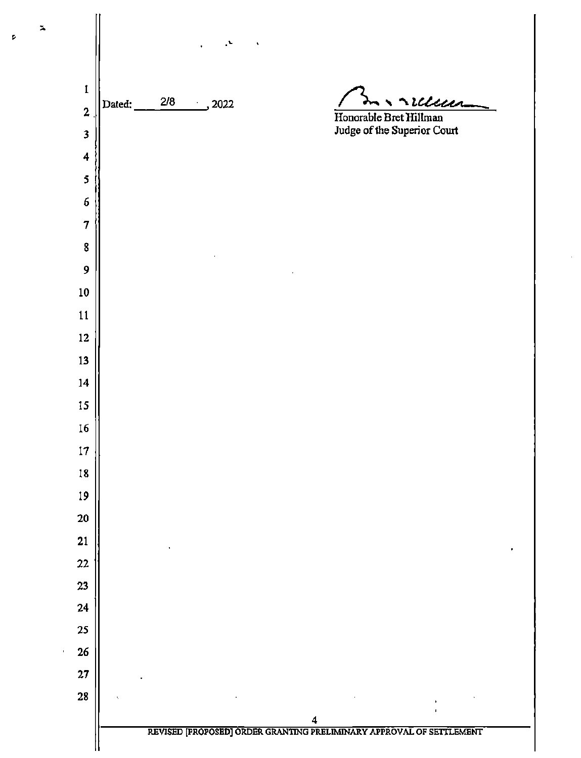Dated: 2/8, 2022

Honorable Bret Hillman
Judge of the Superior Court